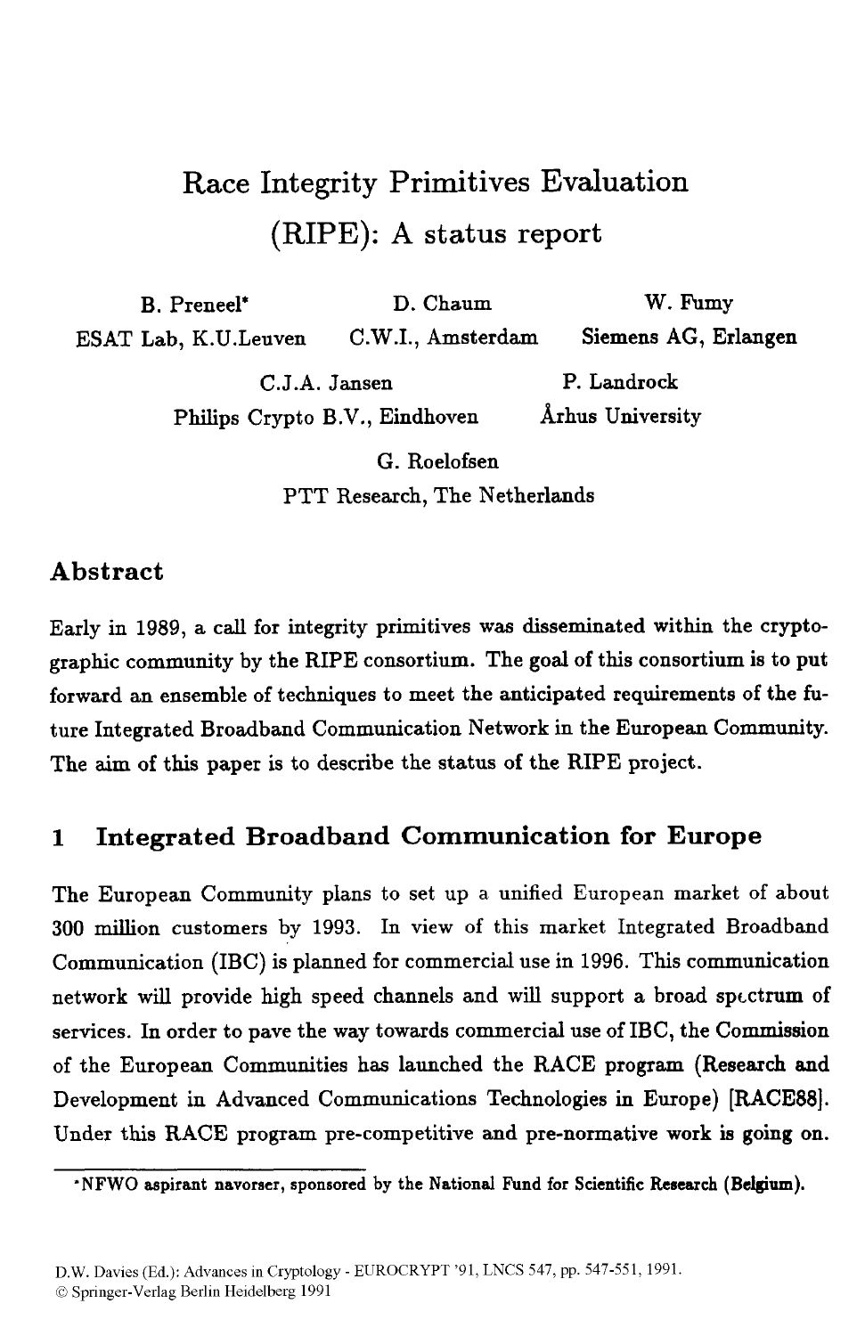# Race Integrity Primitives Evaluation (RIPE): A status report

B. Preneel* — ESAT Lab, K.U.Leuven

D. Chaum — C.W.I., Amsterdam

W. Fumy — Siemens AG, Erlangen

C.J.A. Jansen — Philips Crypto B.V., Eindhoven

P. Landrock — Århus University

G. Roelofsen — PTT Research, The Netherlands

## Abstract

Early in 1989, a call for integrity primitives was disseminated within the cryptographic community by the RIPE consortium. The goal of this consortium is to put forward an ensemble of techniques to meet the anticipated requirements of the future Integrated Broadband Communication Network in the European Community. The aim of this paper is to describe the status of the RIPE project.

## 1 Integrated Broadband Communication for Europe

The European Community plans to set up a unified European market of about 300 million customers by 1993. In view of this market Integrated Broadband Communication (IBC) is planned for commercial use in 1996. This communication network will provide high speed channels and will support a broad spectrum of services. In order to pave the way towards commercial use of IBC, the Commission of the European Communities has launched the RACE program (Research and Development in Advanced Communications Technologies in Europe) [RACE88]. Under this RACE program pre-competitive and pre-normative work is going on.

*NFWO aspirant navorser, sponsored by the National Fund for Scientific Research (Belgium).

D.W. Davies (Ed.): Advances in Cryptology - EUROCRYPT '91, LNCS 547, pp. 547-551, 1991.
© Springer-Verlag Berlin Heidelberg 1991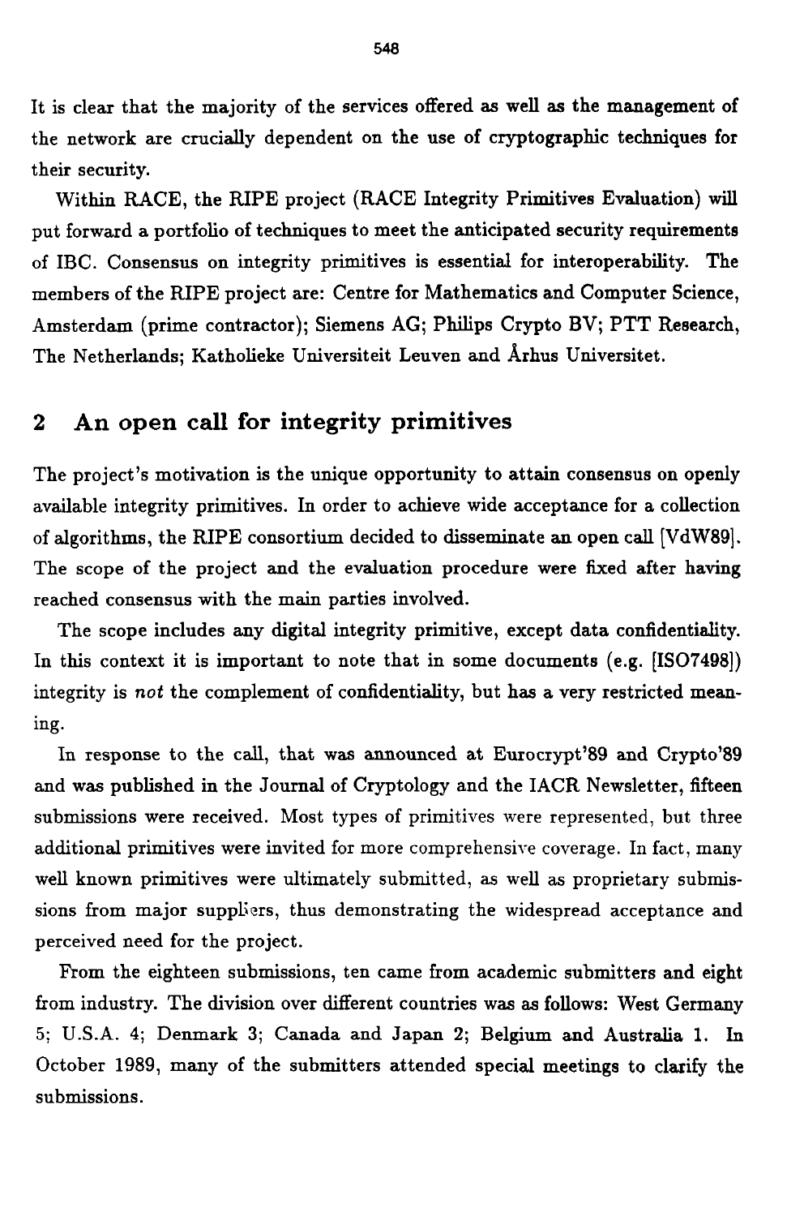It is clear that the majority of the services offered as well as the management of the network are crucially dependent on the use of cryptographic techniques for their security.

Within RACE, the RIPE project (RACE Integrity Primitives Evaluation) will put forward a portfolio of techniques to meet the anticipated security requirements of IBC. Consensus on integrity primitives is essential for interoperability. The members of the RIPE project are: Centre for Mathematics and Computer Science, Amsterdam (prime contractor); Siemens AG; Philips Crypto BV; PTT Research, The Netherlands; Katholieke Universiteit Leuven and Århus Universitet.

## 2 An open call for integrity primitives

The project's motivation is the unique opportunity to attain consensus on openly available integrity primitives. In order to achieve wide acceptance for a collection of algorithms, the RIPE consortium decided to disseminate an open call [VdW89]. The scope of the project and the evaluation procedure were fixed after having reached consensus with the main parties involved.

The scope includes any digital integrity primitive, except data confidentiality. In this context it is important to note that in some documents (e.g. [ISO7498]) integrity is *not* the complement of confidentiality, but has a very restricted meaning.

In response to the call, that was announced at Eurocrypt'89 and Crypto'89 and was published in the Journal of Cryptology and the IACR Newsletter, fifteen submissions were received. Most types of primitives were represented, but three additional primitives were invited for more comprehensive coverage. In fact, many well known primitives were ultimately submitted, as well as proprietary submissions from major suppliers, thus demonstrating the widespread acceptance and perceived need for the project.

From the eighteen submissions, ten came from academic submitters and eight from industry. The division over different countries was as follows: West Germany 5; U.S.A. 4; Denmark 3; Canada and Japan 2; Belgium and Australia 1. In October 1989, many of the submitters attended special meetings to clarify the submissions.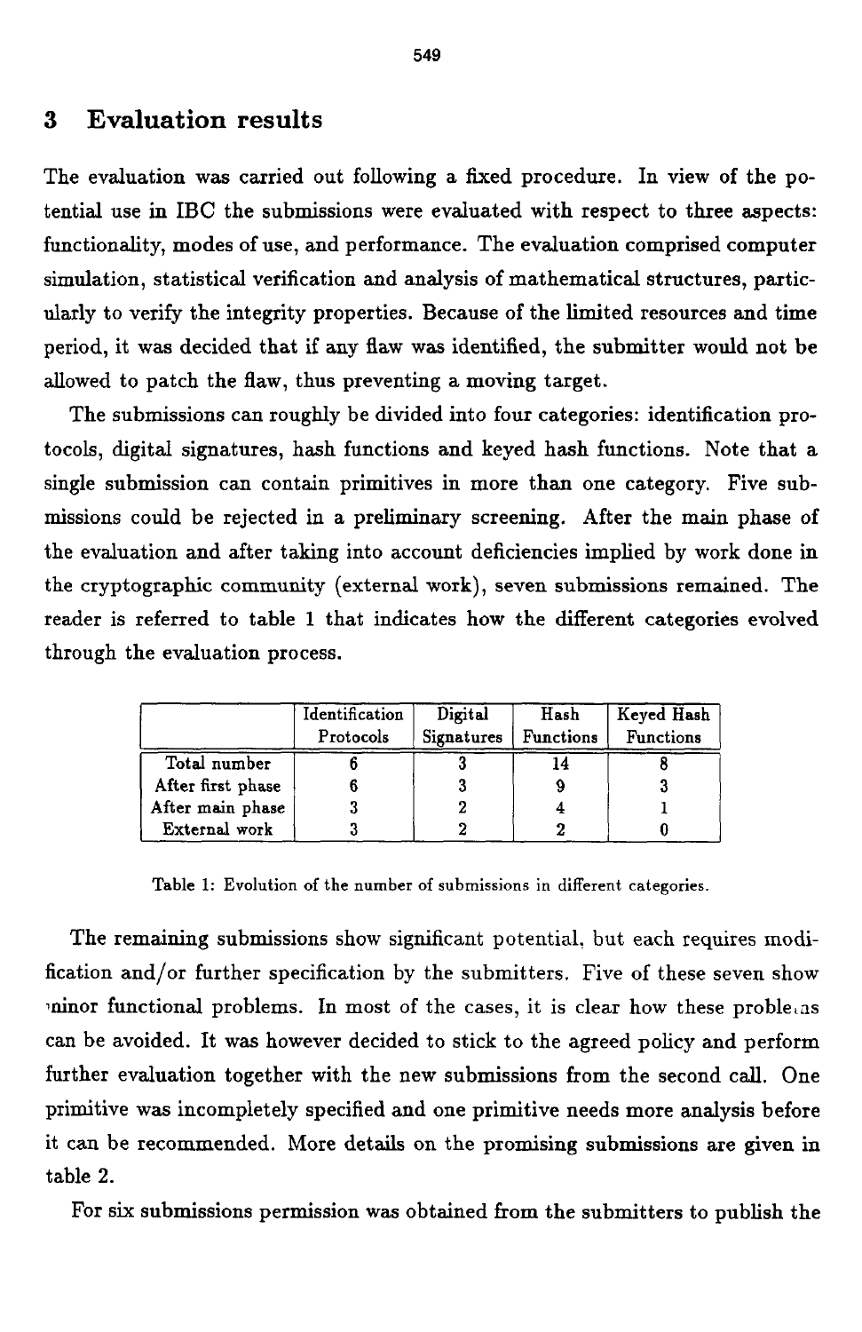## 3 Evaluation results

The evaluation was carried out following a fixed procedure. In view of the potential use in IBC the submissions were evaluated with respect to three aspects: functionality, modes of use, and performance. The evaluation comprised computer simulation, statistical verification and analysis of mathematical structures, particularly to verify the integrity properties. Because of the limited resources and time period, it was decided that if any flaw was identified, the submitter would not be allowed to patch the flaw, thus preventing a moving target.

The submissions can roughly be divided into four categories: identification protocols, digital signatures, hash functions and keyed hash functions. Note that a single submission can contain primitives in more than one category. Five submissions could be rejected in a preliminary screening. After the main phase of the evaluation and after taking into account deficiencies implied by work done in the cryptographic community (external work), seven submissions remained. The reader is referred to table 1 that indicates how the different categories evolved through the evaluation process.

| | Identification Protocols | Digital Signatures | Hash Functions | Keyed Hash Functions |
|---|---|---|---|---|
| Total number | 6 | 3 | 14 | 8 |
| After first phase | 6 | 3 | 9 | 3 |
| After main phase | 3 | 2 | 4 | 1 |
| External work | 3 | 2 | 2 | 0 |

Table 1: Evolution of the number of submissions in different categories.

The remaining submissions show significant potential, but each requires modification and/or further specification by the submitters. Five of these seven show minor functional problems. In most of the cases, it is clear how these problems can be avoided. It was however decided to stick to the agreed policy and perform further evaluation together with the new submissions from the second call. One primitive was incompletely specified and one primitive needs more analysis before it can be recommended. More details on the promising submissions are given in table 2.

For six submissions permission was obtained from the submitters to publish the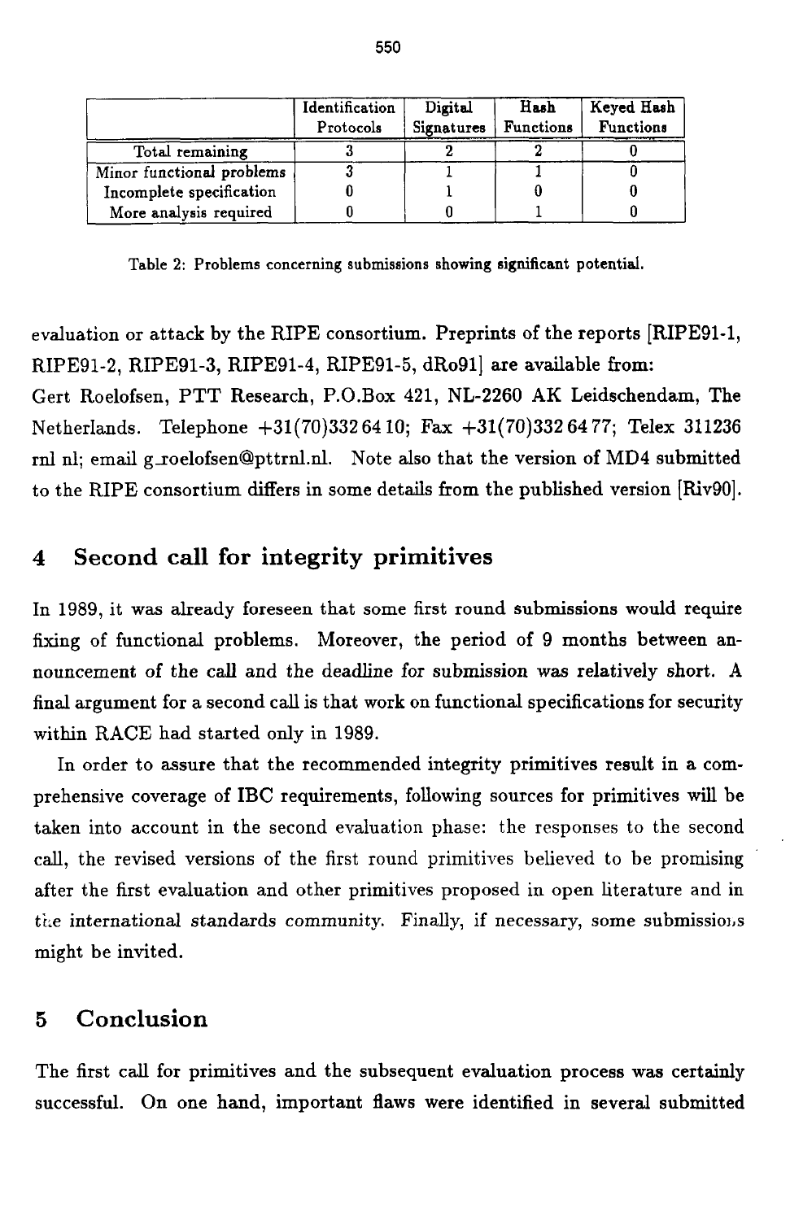| | Identification Protocols | Digital Signatures | Hash Functions | Keyed Hash Functions |
|---|---|---|---|---|
| Total remaining | 3 | 2 | 2 | 0 |
| Minor functional problems | 3 | 1 | 1 | 0 |
| Incomplete specification | 0 | 1 | 0 | 0 |
| More analysis required | 0 | 0 | 1 | 0 |

Table 2: Problems concerning submissions showing significant potential.

evaluation or attack by the RIPE consortium. Preprints of the reports [RIPE91-1, RIPE91-2, RIPE91-3, RIPE91-4, RIPE91-5, dRo91] are available from:
Gert Roelofsen, PTT Research, P.O.Box 421, NL-2260 AK Leidschendam, The Netherlands. Telephone +31(70)332 64 10; Fax +31(70)332 64 77; Telex 311236 rnl nl; email g_roelofsen@pttrnl.nl. Note also that the version of MD4 submitted to the RIPE consortium differs in some details from the published version [Riv90].

## 4 Second call for integrity primitives

In 1989, it was already foreseen that some first round submissions would require fixing of functional problems. Moreover, the period of 9 months between announcement of the call and the deadline for submission was relatively short. A final argument for a second call is that work on functional specifications for security within RACE had started only in 1989.

In order to assure that the recommended integrity primitives result in a comprehensive coverage of IBC requirements, following sources for primitives will be taken into account in the second evaluation phase: the responses to the second call, the revised versions of the first round primitives believed to be promising after the first evaluation and other primitives proposed in open literature and in the international standards community. Finally, if necessary, some submissions might be invited.

## 5 Conclusion

The first call for primitives and the subsequent evaluation process was certainly successful. On one hand, important flaws were identified in several submitted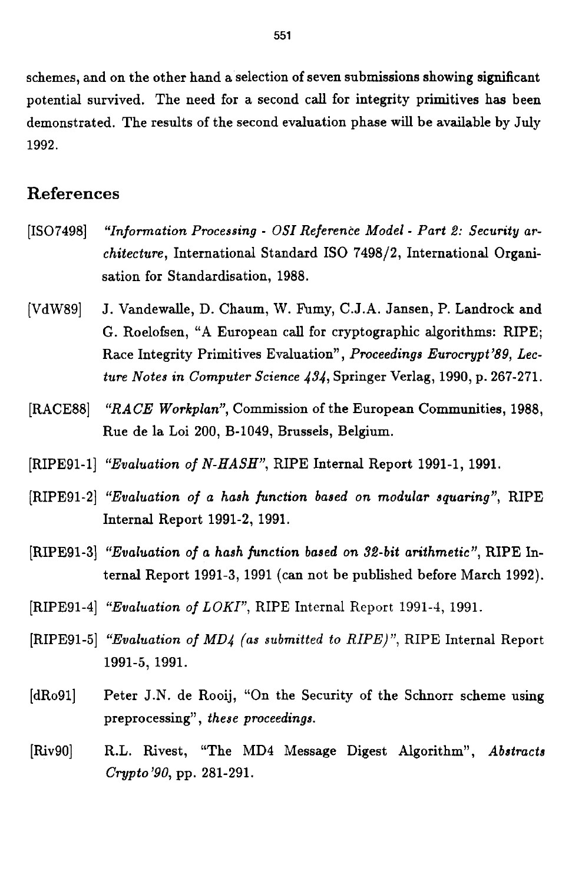schemes, and on the other hand a selection of seven submissions showing significant potential survived. The need for a second call for integrity primitives has been demonstrated. The results of the second evaluation phase will be available by July 1992.

## References

[ISO7498] *"Information Processing - OSI Reference Model - Part 2: Security architecture*, International Standard ISO 7498/2, International Organisation for Standardisation, 1988.

[VdW89] J. Vandewalle, D. Chaum, W. Fumy, C.J.A. Jansen, P. Landrock and G. Roelofsen, "A European call for cryptographic algorithms: RIPE; Race Integrity Primitives Evaluation", *Proceedings Eurocrypt'89, Lecture Notes in Computer Science 434*, Springer Verlag, 1990, p. 267-271.

[RACE88] *"RACE Workplan"*, Commission of the European Communities, 1988, Rue de la Loi 200, B-1049, Brussels, Belgium.

[RIPE91-1] *"Evaluation of N-HASH"*, RIPE Internal Report 1991-1, 1991.

[RIPE91-2] *"Evaluation of a hash function based on modular squaring"*, RIPE Internal Report 1991-2, 1991.

[RIPE91-3] *"Evaluation of a hash function based on 32-bit arithmetic"*, RIPE Internal Report 1991-3, 1991 (can not be published before March 1992).

[RIPE91-4] *"Evaluation of LOKI"*, RIPE Internal Report 1991-4, 1991.

[RIPE91-5] *"Evaluation of MD4 (as submitted to RIPE)"*, RIPE Internal Report 1991-5, 1991.

[dRo91] Peter J.N. de Rooij, "On the Security of the Schnorr scheme using preprocessing", *these proceedings.*

[Riv90] R.L. Rivest, "The MD4 Message Digest Algorithm", *Abstracts Crypto'90*, pp. 281-291.